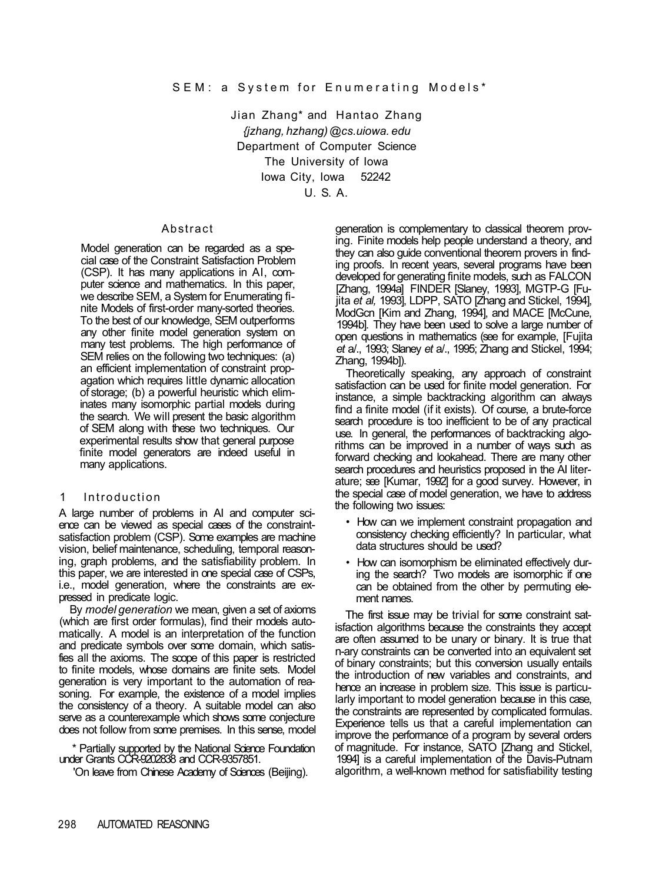# SEM: a System for Enumerating Models*

Jian Zhang* and Hantao Zhang
*{jzhang, hzhang)@cs.uiowa. edu*
Department of Computer Science
The University of Iowa
Iowa City, Iowa 52242
U. S. A.

## Abstract

Model generation can be regarded as a special case of the Constraint Satisfaction Problem (CSP). It has many applications in AI, computer science and mathematics. In this paper, we describe SEM, a System for Enumerating finite Models of first-order many-sorted theories. To the best of our knowledge, SEM outperforms any other finite model generation system on many test problems. The high performance of SEM relies on the following two techniques: (a) an efficient implementation of constraint propagation which requires little dynamic allocation of storage; (b) a powerful heuristic which eliminates many isomorphic partial models during the search. We will present the basic algorithm of SEM along with these two techniques. Our experimental results show that general purpose finite model generators are indeed useful in many applications.

## 1 Introduction

A large number of problems in AI and computer science can be viewed as special cases of the constraint-satisfaction problem (CSP). Some examples are machine vision, belief maintenance, scheduling, temporal reasoning, graph problems, and the satisfiability problem. In this paper, we are interested in one special case of CSPs, i.e., model generation, where the constraints are expressed in predicate logic.

By *model generation* we mean, given a set of axioms (which are first order formulas), find their models automatically. A model is an interpretation of the function and predicate symbols over some domain, which satisfies all the axioms. The scope of this paper is restricted to finite models, whose domains are finite sets. Model generation is very important to the automation of reasoning. For example, the existence of a model implies the consistency of a theory. A suitable model can also serve as a counterexample which shows some conjecture does not follow from some premises. In this sense, model generation is complementary to classical theorem proving. Finite models help people understand a theory, and they can also guide conventional theorem provers in finding proofs. In recent years, several programs have been developed for generating finite models, such as FALCON [Zhang, 1994a] FINDER [Slaney, 1993], MGTP-G [Fujita *et al,* 1993], LDPP, SATO [Zhang and Stickel, 1994], ModGcn [Kim and Zhang, 1994], and MACE [McCune, 1994b]. They have been used to solve a large number of open questions in mathematics (see for example, [Fujita *et a*l., 1993; Slaney *et a*l., 1995; Zhang and Stickel, 1994; Zhang, 1994b]).

Theoretically speaking, any approach of constraint satisfaction can be used for finite model generation. For instance, a simple backtracking algorithm can always find a finite model (if it exists). Of course, a brute-force search procedure is too inefficient to be of any practical use. In general, the performances of backtracking algorithms can be improved in a number of ways such as forward checking and lookahead. There are many other search procedures and heuristics proposed in the AI literature; see [Kumar, 1992] for a good survey. However, in the special case of model generation, we have to address the following two issues:

- How can we implement constraint propagation and consistency checking efficiently? In particular, what data structures should be used?
- How can isomorphism be eliminated effectively during the search? Two models are isomorphic if one can be obtained from the other by permuting element names.

The first issue may be trivial for some constraint satisfaction algorithms because the constraints they accept are often assumed to be unary or binary. It is true that n-ary constraints can be converted into an equivalent set of binary constraints; but this conversion usually entails the introduction of new variables and constraints, and hence an increase in problem size. This issue is particularly important to model generation because in this case, the constraints are represented by complicated formulas. Experience tells us that a careful implementation can improve the performance of a program by several orders of magnitude. For instance, SATO [Zhang and Stickel, 1994] is a careful implementation of the Davis-Putnam algorithm, a well-known method for satisfiability testing

* Partially supported by the National Science Foundation under Grants CCR-9202838 and CCR-9357851.

'On leave from Chinese Academy of Sciences (Beijing).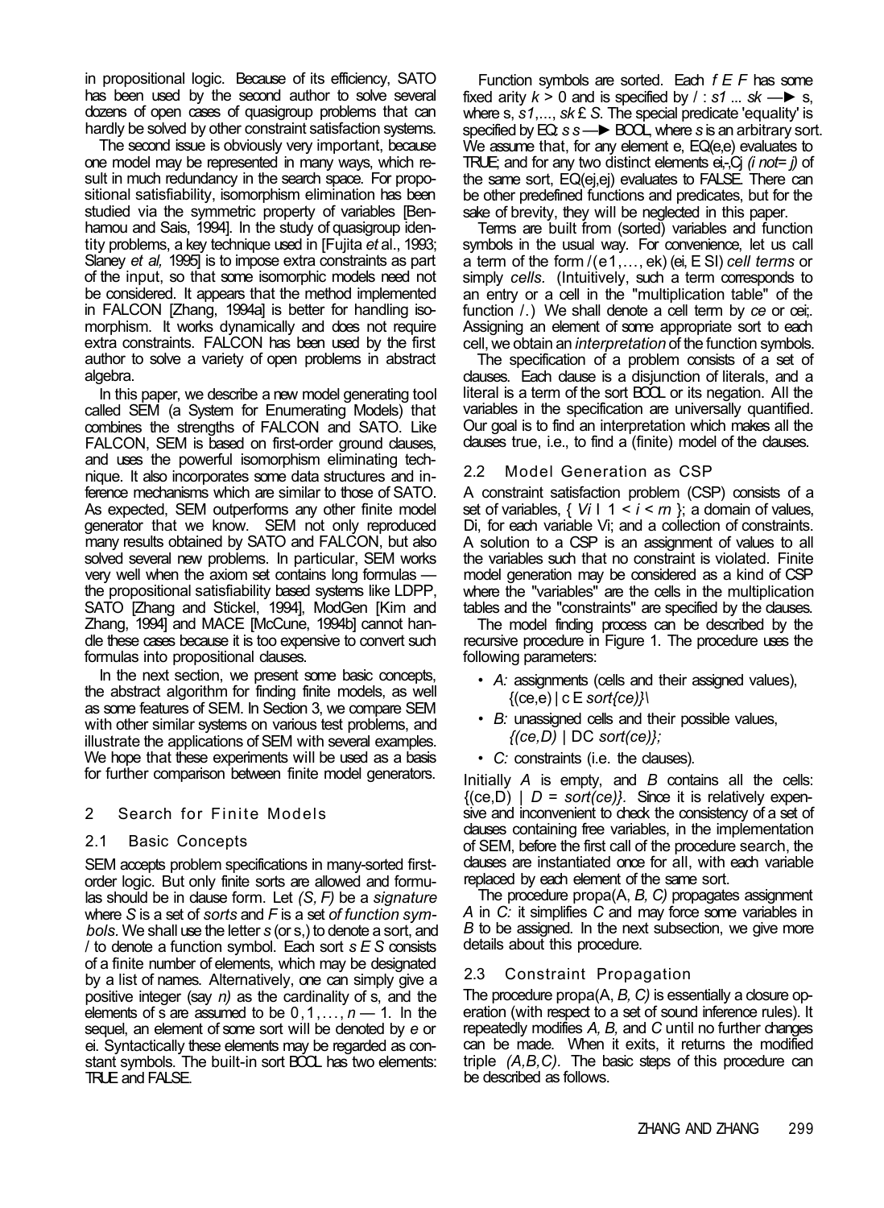in propositional logic. Because of its efficiency, SATO has been used by the second author to solve several dozens of open cases of quasigroup problems that can hardly be solved by other constraint satisfaction systems.

The second issue is obviously very important, because one model may be represented in many ways, which result in much redundancy in the search space. For propositional satisfiability, isomorphism elimination has been studied via the symmetric property of variables [Benhamou and Sais, 1994]. In the study of quasigroup identity problems, a key technique used in [Fujita *et* al., 1993; Slaney *et al,* 1995] is to impose extra constraints as part of the input, so that some isomorphic models need not be considered. It appears that the method implemented in FALCON [Zhang, 1994a] is better for handling isomorphism. It works dynamically and does not require extra constraints. FALCON has been used by the first author to solve a variety of open problems in abstract algebra.

In this paper, we describe a new model generating tool called SEM (a System for Enumerating Models) that combines the strengths of FALCON and SATO. Like FALCON, SEM is based on first-order ground clauses, and uses the powerful isomorphism eliminating technique. It also incorporates some data structures and inference mechanisms which are similar to those of SATO. As expected, SEM outperforms any other finite model generator that we know. SEM not only reproduced many results obtained by SATO and FALCON, but also solved several new problems. In particular, SEM works very well when the axiom set contains long formulas — the propositional satisfiability based systems like LDPP, SATO [Zhang and Stickel, 1994], ModGen [Kim and Zhang, 1994] and MACE [McCune, 1994b] cannot handle these cases because it is too expensive to convert such formulas into propositional clauses.

In the next section, we present some basic concepts, the abstract algorithm for finding finite models, as well as some features of SEM. In Section 3, we compare SEM with other similar systems on various test problems, and illustrate the applications of SEM with several examples. We hope that these experiments will be used as a basis for further comparison between finite model generators.

## 2 Search for Finite Models

### 2.1 Basic Concepts

SEM accepts problem specifications in many-sorted first-order logic. But only finite sorts are allowed and formulas should be in clause form. Let $(S, F)$ be a *signature* where $S$ is a set of *sorts* and $F$ is a set *of function symbols*. We shall use the letter $s$ (or $s_i$) to denote a sort, and $f$ to denote a function symbol. Each sort $s \in S$ consists of a finite number of elements, which may be designated by a list of names. Alternatively, one can simply give a positive integer (say $n$) as the cardinality of s, and the elements of s are assumed to be $0, 1, \ldots, n-1$. In the sequel, an element of some sort will be denoted by $e$ or $e_i$. Syntactically these elements may be regarded as constant symbols. The built-in sort BOOL has two elements: TRUE and FALSE.

Function symbols are sorted. Each $f \in F$ has some fixed arity $k > 0$ and is specified by $f : s1 \ldots sk \longrightarrow s$, where $s, s1, \ldots, sk \in S$. The special predicate 'equality' is specified by EQ: $s\, s \longrightarrow$ BOOL, where $s$ is an arbitrary sort. We assume that, for any element e, EQ(e,e) evaluates to TRUE; and for any two distinct elements $e_i, e_j$ ($i \neq j$) of the same sort, EQ($e_i$,$e_j$) evaluates to FALSE. There can be other predefined functions and predicates, but for the sake of brevity, they will be neglected in this paper.

Terms are built from (sorted) variables and function symbols in the usual way. For convenience, let us call a term of the form $f(e_1, \ldots, e_k)$ ($e_i \in S_i$) *cell terms* or simply *cells*. (Intuitively, such a term corresponds to an entry or a cell in the "multiplication table" of the function $f$.) We shall denote a cell term by $ce$ or $ce_i$. Assigning an element of some appropriate sort to each cell, we obtain an *interpretation* of the function symbols.

The specification of a problem consists of a set of clauses. Each clause is a disjunction of literals, and a literal is a term of the sort BOOL or its negation. All the variables in the specification are universally quantified. Our goal is to find an interpretation which makes all the clauses true, i.e., to find a (finite) model of the clauses.

### 2.2 Model Generation as CSP

A constraint satisfaction problem (CSP) consists of a set of variables, $\{ V_i \mid 1 < i < m \}$; a domain of values, $D_i$, for each variable $V_i$; and a collection of constraints. A solution to a CSP is an assignment of values to all the variables such that no constraint is violated. Finite model generation may be considered as a kind of CSP where the "variables" are the cells in the multiplication tables and the "constraints" are specified by the clauses.

The model finding process can be described by the recursive procedure in Figure 1. The procedure uses the following parameters:

- *A:* assignments (cells and their assigned values), $\{(ce,e) \mid e \in sort(ce)\}$;
- *B:* unassigned cells and their possible values, $\{(ce,D) \mid D \subseteq sort(ce)\}$;
- *C:* constraints (i.e. the clauses).

Initially $A$ is empty, and $B$ contains all the cells: $\{(ce,D) \mid D = sort(ce)\}$. Since it is relatively expensive and inconvenient to check the consistency of a set of clauses containing free variables, in the implementation of SEM, before the first call of the procedure search, the clauses are instantiated once for all, with each variable replaced by each element of the same sort.

The procedure propa(A, *B, C)* propagates assignment $A$ in $C$: it simplifies $C$ and may force some variables in $B$ to be assigned. In the next subsection, we give more details about this procedure.

### 2.3 Constraint Propagation

The procedure propa(A, *B, C)* is essentially a closure operation (with respect to a set of sound inference rules). It repeatedly modifies *A, B,* and *C* until no further changes can be made. When it exits, it returns the modified triple *(A,B,C).* The basic steps of this procedure can be described as follows.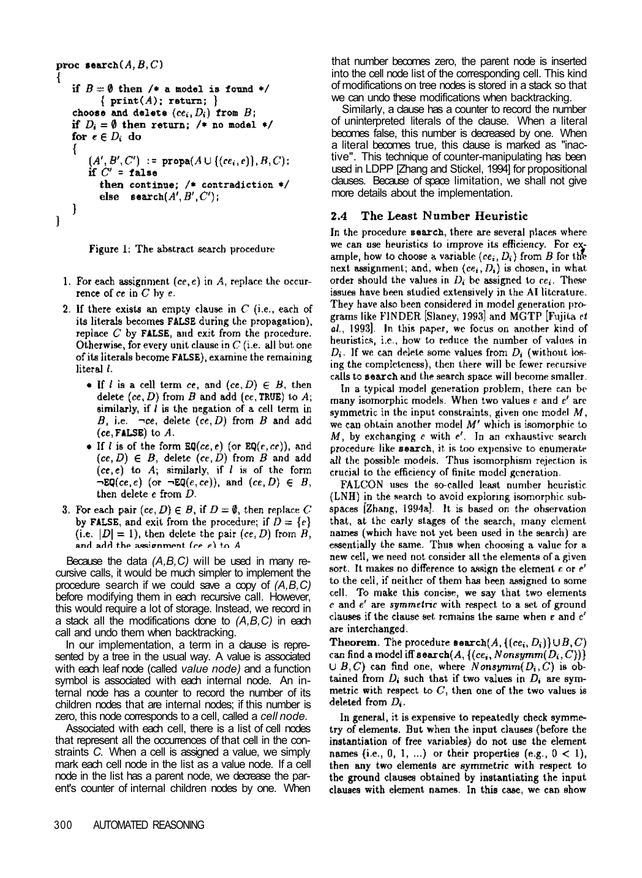```
proc search(A, B, C)
{
   if B = ∅ then /* a model is found */
       { print(A); return; }
   choose and delete (ce_i, D_i) from B;
   if D_i = ∅ then return; /* no model */
   for e ∈ D_i do
   {
      (A', B', C') := propa(A ∪ {(ce_i, e)}, B, C);
      if C' = false
        then continue; /* contradiction */
        else  search(A', B', C');
   }
}
```

Figure 1: The abstract search procedure

1. For each assignment $(ce, e)$ in $A$, replace the occurrence of $ce$ in $C$ by $e$.
2. If there exists an empty clause in $C$ (i.e., each of its literals becomes FALSE during the propagation), replace $C$ by FALSE, and exit from the procedure. Otherwise, for every unit clause in $C$ (i.e. all but one of its literals become FALSE), examine the remaining literal $l$.
   - If $l$ is a cell term $ce$, and $(ce, D) \in B$, then delete $(ce, D)$ from $B$ and add $(ce, \mathtt{TRUE})$ to $A$; similarly, if $l$ is the negation of a cell term in $B$, i.e. $\neg ce$, delete $(ce, D)$ from $B$ and add $(ce, \mathtt{FALSE})$ to $A$.
   - If $l$ is of the form $\mathtt{EQ}(ce, e)$ (or $\mathtt{EQ}(e, ce)$), and $(ce, D) \in B$, delete $(ce, D)$ from $B$ and add $(ce, e)$ to $A$; similarly, if $l$ is of the form $\neg\mathtt{EQ}(ce, e)$ (or $\neg\mathtt{EQ}(e, ce)$), and $(ce, D) \in B$, then delete $e$ from $D$.
3. For each pair $(ce, D) \in B$, if $D = \emptyset$, then replace $C$ by FALSE, and exit from the procedure; if $D = \{e\}$ (i.e. $|D| = 1$), then delete the pair $(ce, D)$ from $B$, and add the assignment $(ce, e)$ to $A$.

Because the data *(A,B,C)* will be used in many recursive calls, it would be much simpler to implement the procedure search if we could save a copy of *(A,B,C)* before modifying them in each recursive call. However, this would require a lot of storage. Instead, we record in a stack all the modifications done to *(A,B,C)* in each call and undo them when backtracking.

In our implementation, a term in a clause is represented by a tree in the usual way. A value is associated with each leaf node (called *value node)* and a function symbol is associated with each internal node. An internal node has a counter to record the number of its children nodes that are internal nodes; if this number is zero, this node corresponds to a cell, called a *cell node.*

Associated with each cell, there is a list of cell nodes that represent all the occurrences of that cell in the constraints *C.* When a cell is assigned a value, we simply mark each cell node in the list as a value node. If a cell node in the list has a parent node, we decrease the parent's counter of internal children nodes by one. When that number becomes zero, the parent node is inserted into the cell node list of the corresponding cell. This kind of modifications on tree nodes is stored in a stack so that we can undo these modifications when backtracking.

Similarly, a clause has a counter to record the number of uninterpreted literals of the clause. When a literal becomes false, this number is decreased by one. When a literal becomes true, this clause is marked as "inactive". This technique of counter-manipulating has been used in LDPP [Zhang and Stickel, 1994] for propositional clauses. Because of space limitation, we shall not give more details about the implementation.

## 2.4 The Least Number Heuristic

In the procedure search, there are several places where we can use heuristics to improve its efficiency. For example, how to choose a variable $(ce_i, D_i)$ from $B$ for the next assignment; and, when $(ce_i, D_i)$ is chosen, in what order should the values in $D_i$ be assigned to $ce_i$. These issues have been studied extensively in the AI literature. They have also been considered in model generation programs like FINDER [Slaney, 1993] and MGTP [Fujita *et al.*, 1993]. In this paper, we focus on another kind of heuristics, i.e., how to reduce the number of values in $D_i$. If we can delete some values from $D_i$ (without losing the completeness), then there will be fewer recursive calls to search and the search space will become smaller.

In a typical model generation problem, there can be many isomorphic models. When two values $e$ and $e'$ are symmetric in the input constraints, given one model $M$, we can obtain another model $M'$ which is isomorphic to $M$, by exchanging $e$ with $e'$. In an exhaustive search procedure like search, it is too expensive to enumerate all the possible models. Thus isomorphism rejection is crucial to the efficiency of finite model generation.

FALCON uses the so-called least number heuristic (LNH) in the search to avoid exploring isomorphic subspaces [Zhang, 1994a]. It is based on the observation that, at the early stages of the search, many element names (which have not yet been used in the search) are essentially the same. Thus when choosing a value for a new cell, we need not consider all the elements of a given sort. It makes no difference to assign the element $e$ or $e'$ to the cell, if neither of them has been assigned to some cell. To make this concise, we say that two elements $e$ and $e'$ are *symmetric* with respect to a set of ground clauses if the clause set remains the same when $e$ and $e'$ are interchanged.

**Theorem.** The procedure $\mathtt{search}(A, \{(ce_i, D_i)\} \cup B, C)$ can find a model iff $\mathtt{search}(A, \{(ce_i, Nonsymm(D_i, C))\} \cup B, C)$ can find one, where $Nonsymm(D_i, C)$ is obtained from $D_i$ such that if two values in $D_i$ are symmetric with respect to $C$, then one of the two values is deleted from $D_i$.

In general, it is expensive to repeatedly check symmetry of elements. But when the input clauses (before the instantiation of free variables) do not use the element names (i.e., 0, 1, ...) or their properties (e.g., $0 < 1$), then any two elements are symmetric with respect to the ground clauses obtained by instantiating the input clauses with element names. In this case, we can show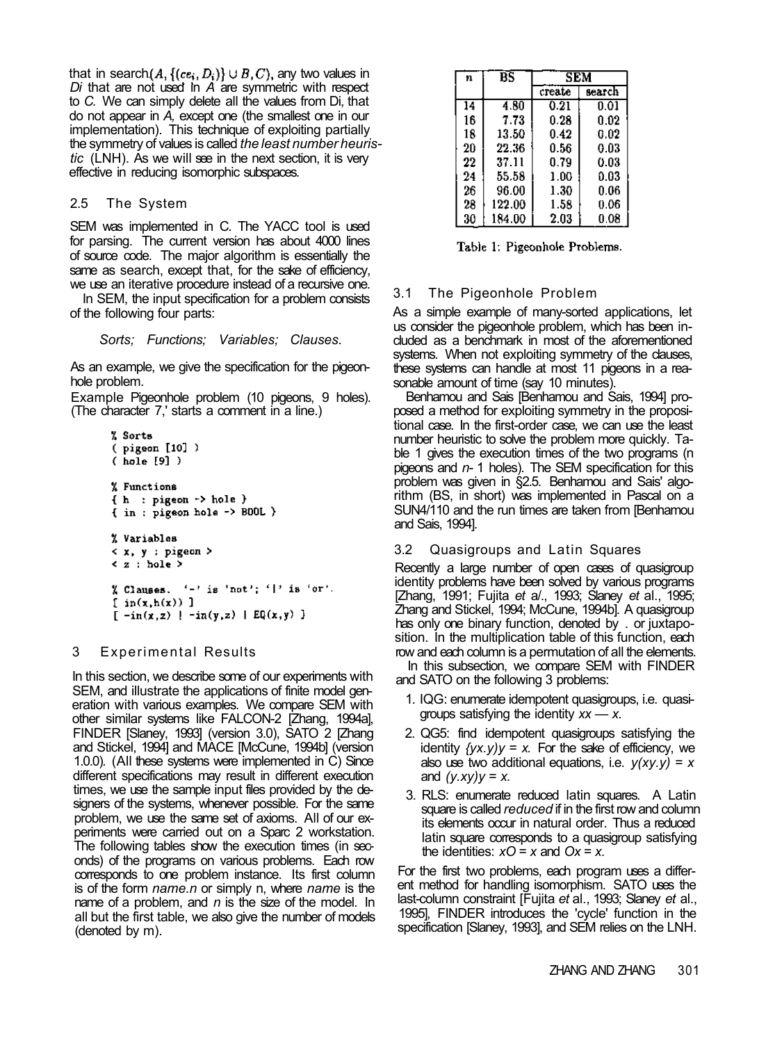that in search$(A, \{(ce_i, D_i)\} \cup B, C)$, any two values in $D_i$ that are not used in $A$ are symmetric with respect to $C$. We can simply delete all the values from $D_i$, that do not appear in $A$, except one (the smallest one in our implementation). This technique of exploiting partially the symmetry of values is called *the least number heuristic* (LNH). As we will see in the next section, it is very effective in reducing isomorphic subspaces.

## 2.5 The System

SEM was implemented in C. The YACC tool is used for parsing. The current version has about 4000 lines of source code. The major algorithm is essentially the same as search, except that, for the sake of efficiency, we use an iterative procedure instead of a recursive one.

In SEM, the input specification for a problem consists of the following four parts:

*Sorts; Functions; Variables; Clauses.*

As an example, we give the specification for the pigeonhole problem.

Example Pigeonhole problem (10 pigeons, 9 holes). (The character '%' starts a comment in a line.)

```
% Sorts
( pigeon [10] )
( hole [9] )

% Functions
{ h  : pigeon -> hole }
{ in : pigeon hole -> BOOL }

% Variables
< x, y : pigeon >
< z : hole >

% Clauses.  '-' is 'not'; '|' is 'or'.
[ in(x,h(x)) ]
[ -in(x,z) | -in(y,z) | EQ(x,y) ]
```

# 3 Experimental Results

In this section, we describe some of our experiments with SEM, and illustrate the applications of finite model generation with various examples. We compare SEM with other similar systems like FALCON-2 [Zhang, 1994a], FINDER [Slaney, 1993] (version 3.0), SATO 2 [Zhang and Stickel, 1994] and MACE [McCune, 1994b] (version 1.0.0). (All these systems were implemented in C) Since different specifications may result in different execution times, we use the sample input files provided by the designers of the systems, whenever possible. For the same problem, we use the same set of axioms. All of our experiments were carried out on a Sparc 2 workstation. The following tables show the execution times (in seconds) of the programs on various problems. Each row corresponds to one problem instance. Its first column is of the form *name.n* or simply n, where *name* is the name of a problem, and *n* is the size of the model. In all but the first table, we also give the number of models (denoted by m).

| $n$ | BS | SEM | |
|---|---|---|---|
| | | create | search |
| 14 | 4.80 | 0.21 | 0.01 |
| 16 | 7.73 | 0.28 | 0.02 |
| 18 | 13.50 | 0.42 | 0.02 |
| 20 | 22.36 | 0.56 | 0.03 |
| 22 | 37.11 | 0.79 | 0.03 |
| 24 | 55.58 | 1.00 | 0.03 |
| 26 | 96.00 | 1.30 | 0.06 |
| 28 | 122.00 | 1.58 | 0.06 |
| 30 | 184.00 | 2.03 | 0.08 |

Table 1: Pigeonhole Problems.

## 3.1 The Pigeonhole Problem

As a simple example of many-sorted applications, let us consider the pigeonhole problem, which has been included as a benchmark in most of the aforementioned systems. When not exploiting symmetry of the clauses, these systems can handle at most 11 pigeons in a reasonable amount of time (say 10 minutes).

Benhamou and Sais [Benhamou and Sais, 1994] proposed a method for exploiting symmetry in the propositional case. In the first-order case, we can use the least number heuristic to solve the problem more quickly. Table 1 gives the execution times of the two programs ($n$ pigeons and $n-1$ holes). The SEM specification for this problem was given in §2.5. Benhamou and Sais' algorithm (BS, in short) was implemented in Pascal on a SUN4/110 and the run times are taken from [Benhamou and Sais, 1994].

## 3.2 Quasigroups and Latin Squares

Recently a large number of open cases of quasigroup identity problems have been solved by various programs [Zhang, 1991; Fujita *et al.*, 1993; Slaney *et al.*, 1995; Zhang and Stickel, 1994; McCune, 1994b]. A quasigroup has only one binary function, denoted by . or juxtaposition. In the multiplication table of this function, each row and each column is a permutation of all the elements.

In this subsection, we compare SEM with FINDER and SATO on the following 3 problems:

1. IQG: enumerate idempotent quasigroups, i.e. quasigroups satisfying the identity $xx = x$.
2. QG5: find idempotent quasigroups satisfying the identity $(yx.y)y = x$. For the sake of efficiency, we also use two additional equations, i.e. $y(xy.y) = x$ and $(y.xy)y = x$.
3. RLS: enumerate reduced latin squares. A Latin square is called *reduced* if in the first row and column its elements occur in natural order. Thus a reduced latin square corresponds to a quasigroup satisfying the identities: $x0 = x$ and $0x = x$.

For the first two problems, each program uses a different method for handling isomorphism. SATO uses the last-column constraint [Fujita *et al.*, 1993; Slaney *et al.*, 1995], FINDER introduces the 'cycle' function in the specification [Slaney, 1993], and SEM relies on the LNH.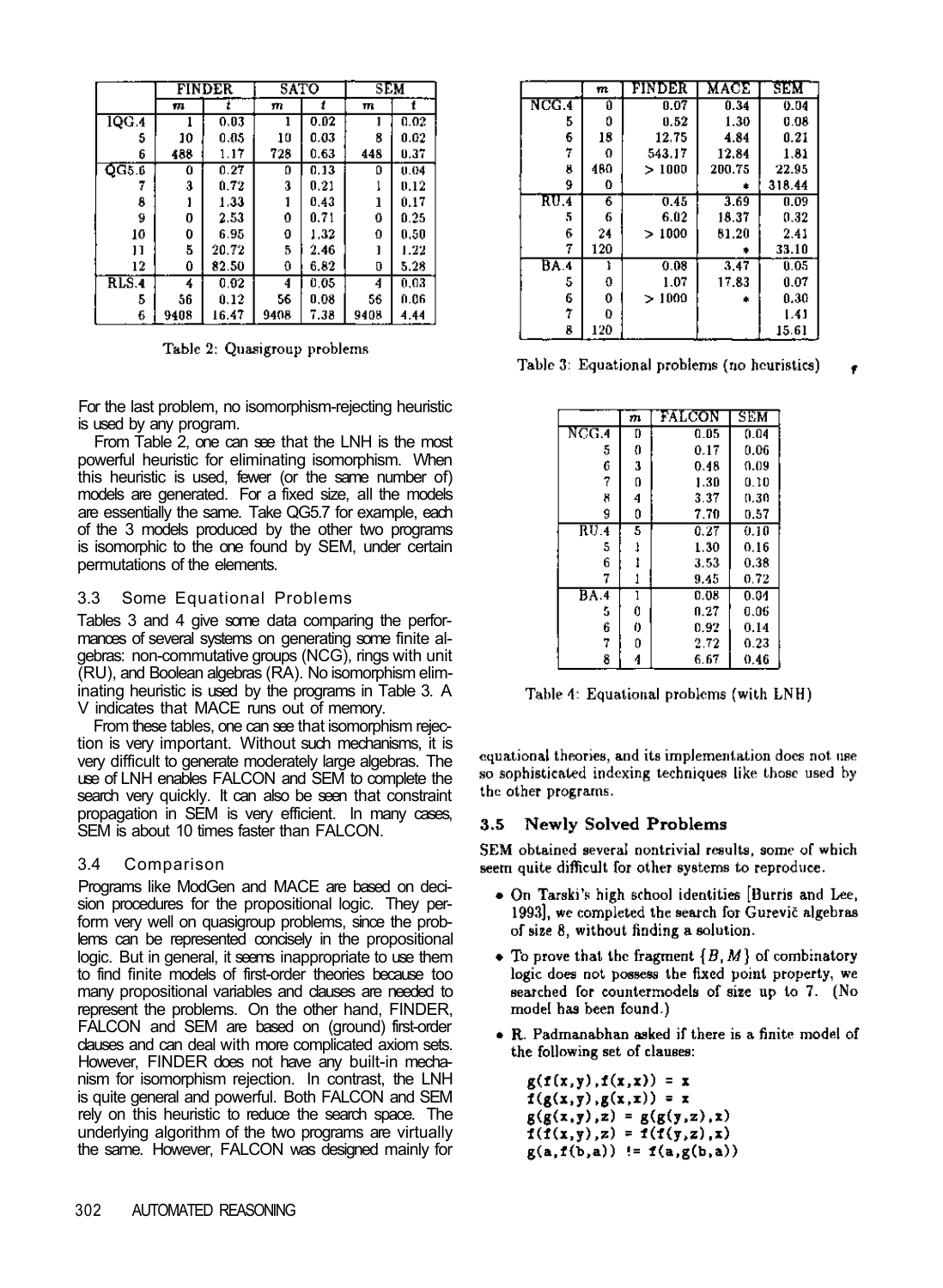|  | FINDER |  | SATO |  | SEM |  |
|---|---|---|---|---|---|---|
|  | $m$ | $t$ | $m$ | $t$ | $m$ | $t$ |
| IQG.4 | 1 | 0.03 | 1 | 0.02 | 1 | 0.02 |
| 5 | 10 | 0.05 | 10 | 0.03 | 8 | 0.02 |
| 6 | 488 | 1.17 | 728 | 0.63 | 448 | 0.37 |
| QG5.6 | 0 | 0.27 | 0 | 0.13 | 0 | 0.04 |
| 7 | 3 | 0.72 | 3 | 0.21 | 1 | 0.12 |
| 8 | 1 | 1.33 | 1 | 0.43 | 1 | 0.17 |
| 9 | 0 | 2.53 | 0 | 0.71 | 0 | 0.25 |
| 10 | 0 | 6.95 | 0 | 1.32 | 0 | 0.50 |
| 11 | 5 | 20.72 | 5 | 2.46 | 1 | 1.22 |
| 12 | 0 | 82.50 | 0 | 6.82 | 0 | 5.28 |
| RLS.4 | 4 | 0.02 | 4 | 0.05 | 4 | 0.03 |
| 5 | 56 | 0.12 | 56 | 0.08 | 56 | 0.06 |
| 6 | 9408 | 16.47 | 9408 | 7.38 | 9408 | 4.44 |

Table 2: Quasigroup problems

For the last problem, no isomorphism-rejecting heuristic is used by any program.

From Table 2, one can see that the LNH is the most powerful heuristic for eliminating isomorphism. When this heuristic is used, fewer (or the same number of) models are generated. For a fixed size, all the models are essentially the same. Take QG5.7 for example, each of the 3 models produced by the other two programs is isomorphic to the one found by SEM, under certain permutations of the elements.

## 3.3 Some Equational Problems

Tables 3 and 4 give some data comparing the performances of several systems on generating some finite algebras: non-commutative groups (NCG), rings with unit (RU), and Boolean algebras (RA). No isomorphism eliminating heuristic is used by the programs in Table 3. A V indicates that MACE runs out of memory.

From these tables, one can see that isomorphism rejection is very important. Without such mechanisms, it is very difficult to generate moderately large algebras. The use of LNH enables FALCON and SEM to complete the search very quickly. It can also be seen that constraint propagation in SEM is very efficient. In many cases, SEM is about 10 times faster than FALCON.

## 3.4 Comparison

Programs like ModGen and MACE are based on decision procedures for the propositional logic. They perform very well on quasigroup problems, since the problems can be represented concisely in the propositional logic. But in general, it seems inappropriate to use them to find finite models of first-order theories because too many propositional variables and clauses are needed to represent the problems. On the other hand, FINDER, FALCON and SEM are based on (ground) first-order clauses and can deal with more complicated axiom sets. However, FINDER does not have any built-in mechanism for isomorphism rejection. In contrast, the LNH is quite general and powerful. Both FALCON and SEM rely on this heuristic to reduce the search space. The underlying algorithm of the two programs are virtually the same. However, FALCON was designed mainly for equational theories, and its implementation does not use so sophisticated indexing techniques like those used by the other programs.

|  | $m$ | FINDER | MACE | SEM |
|---|---|---|---|---|
| NCG.4 | 0 | 0.07 | 0.34 | 0.04 |
| 5 | 0 | 0.52 | 1.30 | 0.08 |
| 6 | 18 | 12.75 | 4.84 | 0.21 |
| 7 | 0 | 543.17 | 12.84 | 1.81 |
| 8 | 480 | > 1000 | 200.75 | 22.95 |
| 9 | 0 |  | * | 318.44 |
| RU.4 | 6 | 0.45 | 3.69 | 0.09 |
| 5 | 6 | 6.02 | 18.37 | 0.32 |
| 6 | 24 | > 1000 | 81.20 | 2.41 |
| 7 | 120 |  | * | 33.10 |
| BA.4 | 1 | 0.08 | 3.47 | 0.05 |
| 5 | 0 | 1.07 | 17.83 | 0.07 |
| 6 | 0 | > 1000 | * | 0.30 |
| 7 | 0 |  |  | 1.41 |
| 8 | 120 |  |  | 15.61 |

Table 3: Equational problems (no heuristics)

|  | $m$ | FALCON | SEM |
|---|---|---|---|
| NCG.4 | 0 | 0.05 | 0.04 |
| 5 | 0 | 0.17 | 0.06 |
| 6 | 3 | 0.48 | 0.09 |
| 7 | 0 | 1.30 | 0.10 |
| 8 | 4 | 3.37 | 0.30 |
| 9 | 0 | 7.70 | 0.57 |
| RU.4 | 5 | 0.27 | 0.10 |
| 5 | 1 | 1.30 | 0.16 |
| 6 | 1 | 3.53 | 0.38 |
| 7 | 1 | 9.45 | 0.72 |
| BA.4 | 1 | 0.08 | 0.04 |
| 5 | 0 | 0.27 | 0.06 |
| 6 | 0 | 0.92 | 0.14 |
| 7 | 0 | 2.72 | 0.23 |
| 8 | 4 | 6.67 | 0.46 |

Table 4: Equational problems (with LNH)

## 3.5 Newly Solved Problems

SEM obtained several nontrivial results, some of which seem quite difficult for other systems to reproduce.

- On Tarski's high school identities [Burris and Lee, 1993], we completed the search for Gurevič algebras of size 8, without finding a solution.
- To prove that the fragment $\{B, M\}$ of combinatory logic does not possess the fixed point property, we searched for countermodels of size up to 7. (No model has been found.)
- R. Padmanabhan asked if there is a finite model of the following set of clauses:

```
g(f(x,y),f(x,x)) = x
f(g(x,y),g(x,x)) = x
g(g(x,y),z) = g(g(y,z),x)
f(f(x,y),z) = f(f(y,z),x)
g(a,f(b,a)) != f(a,g(b,a))
```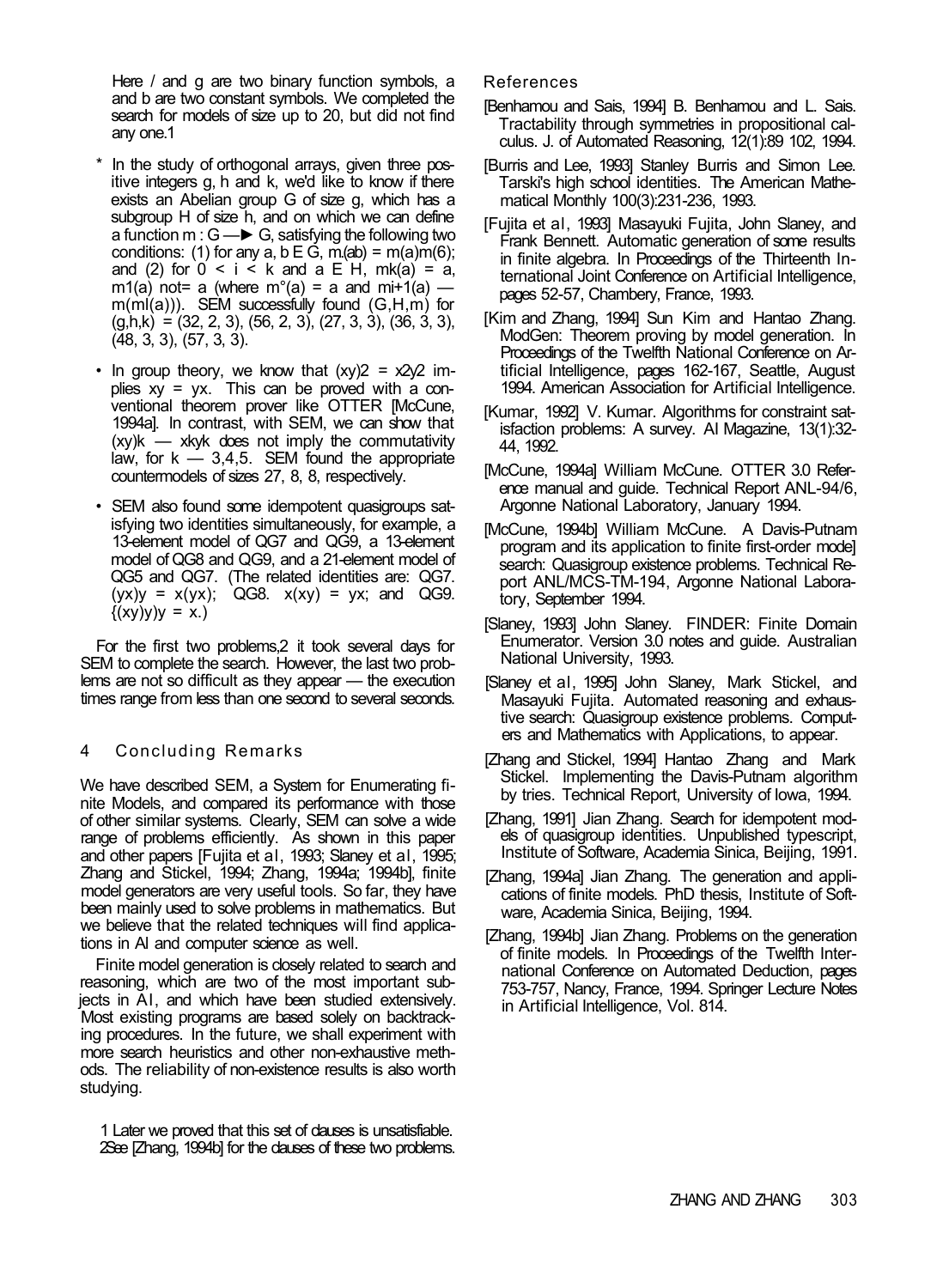Here $f$ and $g$ are two binary function symbols, $a$ and $b$ are two constant symbols. We completed the search for models of size up to 20, but did not find any one.[1]

- In the study of orthogonal arrays, given three positive integers $g$, $h$ and $k$, we'd like to know if there exists an Abelian group $G$ of size $g$, which has a subgroup $H$ of size $h$, and on which we can define a function $m : G \longrightarrow G$, satisfying the following two conditions: (1) for any $a, b \in G$, $m(ab) = m(a)m(b)$; and (2) for $0 < i < k$ and $a \in H$, $m^k(a) = a$, $m^i(a) \neq a$ (where $m^0(a) = a$ and $m^{i+1}(a) = m(m^i(a))$). SEM successfully found $(G,H,m)$ for $(g,h,k) = (32, 2, 3), (56, 2, 3), (27, 3, 3), (36, 3, 3), (48, 3, 3), (57, 3, 3)$.

- In group theory, we know that $(xy)^2 = x^2y^2$ implies $xy = yx$. This can be proved with a conventional theorem prover like OTTER [McCune, 1994a]. In contrast, with SEM, we can show that $(xy)^k = x^ky^k$ does not imply the commutativity law, for $k = 3,4,5$. SEM found the appropriate countermodels of sizes 27, 8, 8, respectively.

- SEM also found some idempotent quasigroups satisfying two identities simultaneously, for example, a 13-element model of QG7 and QG9, a 13-element model of QG8 and QG9, and a 21-element model of QG5 and QG7. (The related identities are: QG7. $(yx)y = x(yx)$; QG8. $x(xy) = yx$; and QG9. $((xy)y)y = x$.)

For the first two problems,[2] it took several days for SEM to complete the search. However, the last two problems are not so difficult as they appear — the execution times range from less than one second to several seconds.

## 4 Concluding Remarks

We have described SEM, a System for Enumerating finite Models, and compared its performance with those of other similar systems. Clearly, SEM can solve a wide range of problems efficiently. As shown in this paper and other papers [Fujita et al, 1993; Slaney et al, 1995; Zhang and Stickel, 1994; Zhang, 1994a; 1994b], finite model generators are very useful tools. So far, they have been mainly used to solve problems in mathematics. But we believe that the related techniques will find applications in AI and computer science as well.

Finite model generation is closely related to search and reasoning, which are two of the most important subjects in AI, and which have been studied extensively. Most existing programs are based solely on backtracking procedures. In the future, we shall experiment with more search heuristics and other non-exhaustive methods. The reliability of non-existence results is also worth studying.

[1] Later we proved that this set of clauses is unsatisfiable.
[2] See [Zhang, 1994b] for the clauses of these two problems.

## References

[Benhamou and Sais, 1994] B. Benhamou and L. Sais. Tractability through symmetries in propositional calculus. J. of Automated Reasoning, 12(1):89 102, 1994.

[Burris and Lee, 1993] Stanley Burris and Simon Lee. Tarski's high school identities. The American Mathematical Monthly 100(3):231-236, 1993.

[Fujita et al, 1993] Masayuki Fujita, John Slaney, and Frank Bennett. Automatic generation of some results in finite algebra. In Proceedings of the Thirteenth International Joint Conference on Artificial Intelligence, pages 52-57, Chambery, France, 1993.

[Kim and Zhang, 1994] Sun Kim and Hantao Zhang. ModGen: Theorem proving by model generation. In Proceedings of the Twelfth National Conference on Artificial Intelligence, pages 162-167, Seattle, August 1994. American Association for Artificial Intelligence.

[Kumar, 1992] V. Kumar. Algorithms for constraint satisfaction problems: A survey. AI Magazine, 13(1):32-44, 1992.

[McCune, 1994a] William McCune. OTTER 3.0 Reference manual and guide. Technical Report ANL-94/6, Argonne National Laboratory, January 1994.

[McCune, 1994b] William McCune. A Davis-Putnam program and its application to finite first-order model search: Quasigroup existence problems. Technical Report ANL/MCS-TM-194, Argonne National Laboratory, September 1994.

[Slaney, 1993] John Slaney. FINDER: Finite Domain Enumerator. Version 3.0 notes and guide. Australian National University, 1993.

[Slaney et al, 1995] John Slaney, Mark Stickel, and Masayuki Fujita. Automated reasoning and exhaustive search: Quasigroup existence problems. Computers and Mathematics with Applications, to appear.

[Zhang and Stickel, 1994] Hantao Zhang and Mark Stickel. Implementing the Davis-Putnam algorithm by tries. Technical Report, University of Iowa, 1994.

[Zhang, 1991] Jian Zhang. Search for idempotent models of quasigroup identities. Unpublished typescript, Institute of Software, Academia Sinica, Beijing, 1991.

[Zhang, 1994a] Jian Zhang. The generation and applications of finite models. PhD thesis, Institute of Software, Academia Sinica, Beijing, 1994.

[Zhang, 1994b] Jian Zhang. Problems on the generation of finite models. In Proceedings of the Twelfth International Conference on Automated Deduction, pages 753-757, Nancy, France, 1994. Springer Lecture Notes in Artificial Intelligence, Vol. 814.